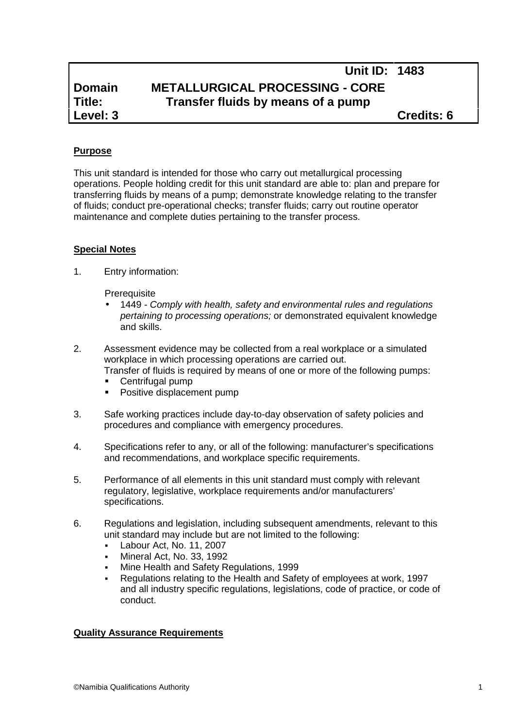| | Unit ID: | 1483 |
|---|---|---|
| **Domain** | **METALLURGICAL PROCESSING - CORE** | |
| **Title:** | **Transfer fluids by means of a pump** | |
| **Level: 3** | | **Credits: 6** |

## Purpose

This unit standard is intended for those who carry out metallurgical processing operations. People holding credit for this unit standard are able to: plan and prepare for transferring fluids by means of a pump; demonstrate knowledge relating to the transfer of fluids; conduct pre-operational checks; transfer fluids; carry out routine operator maintenance and complete duties pertaining to the transfer process.

## Special Notes

1. Entry information:

   Prerequisite
   - 1449 - *Comply with health, safety and environmental rules and regulations pertaining to processing operations;* or demonstrated equivalent knowledge and skills.

2. Assessment evidence may be collected from a real workplace or a simulated workplace in which processing operations are carried out.
   Transfer of fluids is required by means of one or more of the following pumps:
   - Centrifugal pump
   - Positive displacement pump

3. Safe working practices include day-to-day observation of safety policies and procedures and compliance with emergency procedures.

4. Specifications refer to any, or all of the following: manufacturer's specifications and recommendations, and workplace specific requirements.

5. Performance of all elements in this unit standard must comply with relevant regulatory, legislative, workplace requirements and/or manufacturers' specifications.

6. Regulations and legislation, including subsequent amendments, relevant to this unit standard may include but are not limited to the following:
   - Labour Act, No. 11, 2007
   - Mineral Act, No. 33, 1992
   - Mine Health and Safety Regulations, 1999
   - Regulations relating to the Health and Safety of employees at work, 1997 and all industry specific regulations, legislations, code of practice, or code of conduct.

## Quality Assurance Requirements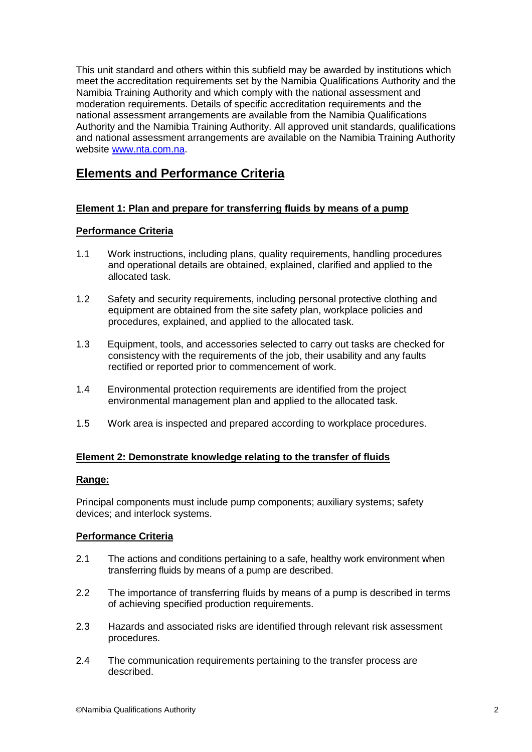This unit standard and others within this subfield may be awarded by institutions which meet the accreditation requirements set by the Namibia Qualifications Authority and the Namibia Training Authority and which comply with the national assessment and moderation requirements. Details of specific accreditation requirements and the national assessment arrangements are available from the Namibia Qualifications Authority and the Namibia Training Authority. All approved unit standards, qualifications and national assessment arrangements are available on the Namibia Training Authority website www.nta.com.na.

## Elements and Performance Criteria

**Element 1: Plan and prepare for transferring fluids by means of a pump**

**Performance Criteria**

1.1 Work instructions, including plans, quality requirements, handling procedures and operational details are obtained, explained, clarified and applied to the allocated task.

1.2 Safety and security requirements, including personal protective clothing and equipment are obtained from the site safety plan, workplace policies and procedures, explained, and applied to the allocated task.

1.3 Equipment, tools, and accessories selected to carry out tasks are checked for consistency with the requirements of the job, their usability and any faults rectified or reported prior to commencement of work.

1.4 Environmental protection requirements are identified from the project environmental management plan and applied to the allocated task.

1.5 Work area is inspected and prepared according to workplace procedures.

**Element 2: Demonstrate knowledge relating to the transfer of fluids**

**Range:**

Principal components must include pump components; auxiliary systems; safety devices; and interlock systems.

**Performance Criteria**

2.1 The actions and conditions pertaining to a safe, healthy work environment when transferring fluids by means of a pump are described.

2.2 The importance of transferring fluids by means of a pump is described in terms of achieving specified production requirements.

2.3 Hazards and associated risks are identified through relevant risk assessment procedures.

2.4 The communication requirements pertaining to the transfer process are described.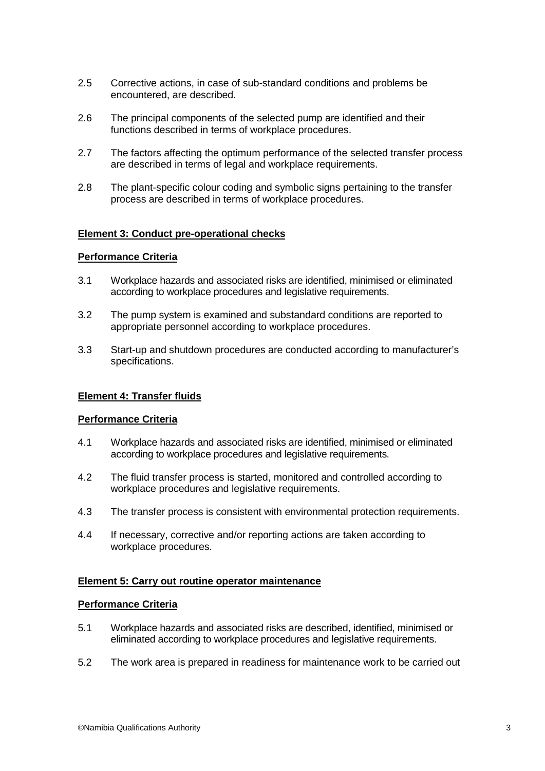2.5 Corrective actions, in case of sub-standard conditions and problems be encountered, are described.

2.6 The principal components of the selected pump are identified and their functions described in terms of workplace procedures.

2.7 The factors affecting the optimum performance of the selected transfer process are described in terms of legal and workplace requirements.

2.8 The plant-specific colour coding and symbolic signs pertaining to the transfer process are described in terms of workplace procedures.

**Element 3: Conduct pre-operational checks**

**Performance Criteria**

3.1 Workplace hazards and associated risks are identified, minimised or eliminated according to workplace procedures and legislative requirements.

3.2 The pump system is examined and substandard conditions are reported to appropriate personnel according to workplace procedures.

3.3 Start-up and shutdown procedures are conducted according to manufacturer's specifications.

**Element 4: Transfer fluids**

**Performance Criteria**

4.1 Workplace hazards and associated risks are identified, minimised or eliminated according to workplace procedures and legislative requirements.

4.2 The fluid transfer process is started, monitored and controlled according to workplace procedures and legislative requirements.

4.3 The transfer process is consistent with environmental protection requirements.

4.4 If necessary, corrective and/or reporting actions are taken according to workplace procedures.

**Element 5: Carry out routine operator maintenance**

**Performance Criteria**

5.1 Workplace hazards and associated risks are described, identified, minimised or eliminated according to workplace procedures and legislative requirements.

5.2 The work area is prepared in readiness for maintenance work to be carried out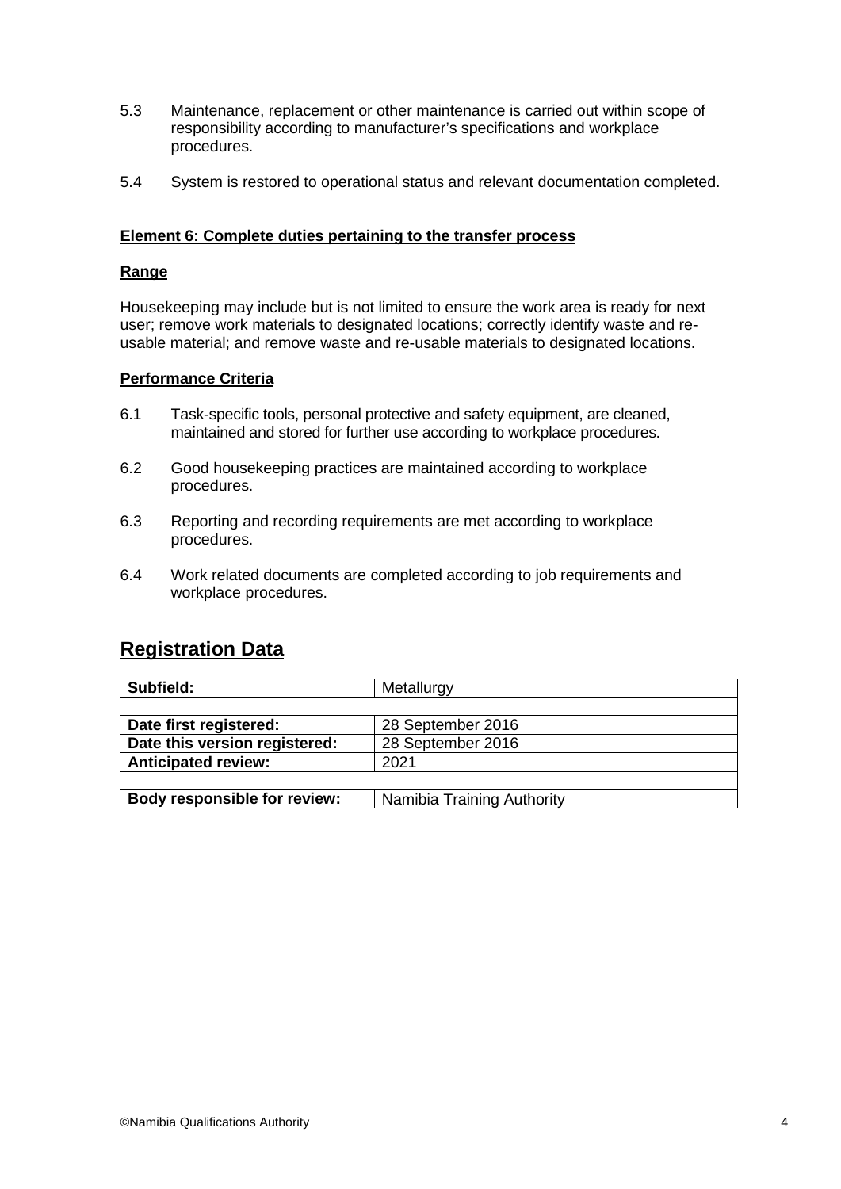5.3 Maintenance, replacement or other maintenance is carried out within scope of responsibility according to manufacturer's specifications and workplace procedures.

5.4 System is restored to operational status and relevant documentation completed.

**Element 6: Complete duties pertaining to the transfer process**

**Range**

Housekeeping may include but is not limited to ensure the work area is ready for next user; remove work materials to designated locations; correctly identify waste and re-usable material; and remove waste and re-usable materials to designated locations.

**Performance Criteria**

6.1 Task-specific tools, personal protective and safety equipment, are cleaned, maintained and stored for further use according to workplace procedures.

6.2 Good housekeeping practices are maintained according to workplace procedures.

6.3 Reporting and recording requirements are met according to workplace procedures.

6.4 Work related documents are completed according to job requirements and workplace procedures.

## Registration Data

| | |
|---|---|
| **Subfield:** | Metallurgy |
| | |
| **Date first registered:** | 28 September 2016 |
| **Date this version registered:** | 28 September 2016 |
| **Anticipated review:** | 2021 |
| | |
| **Body responsible for review:** | Namibia Training Authority |

©Namibia Qualifications Authority